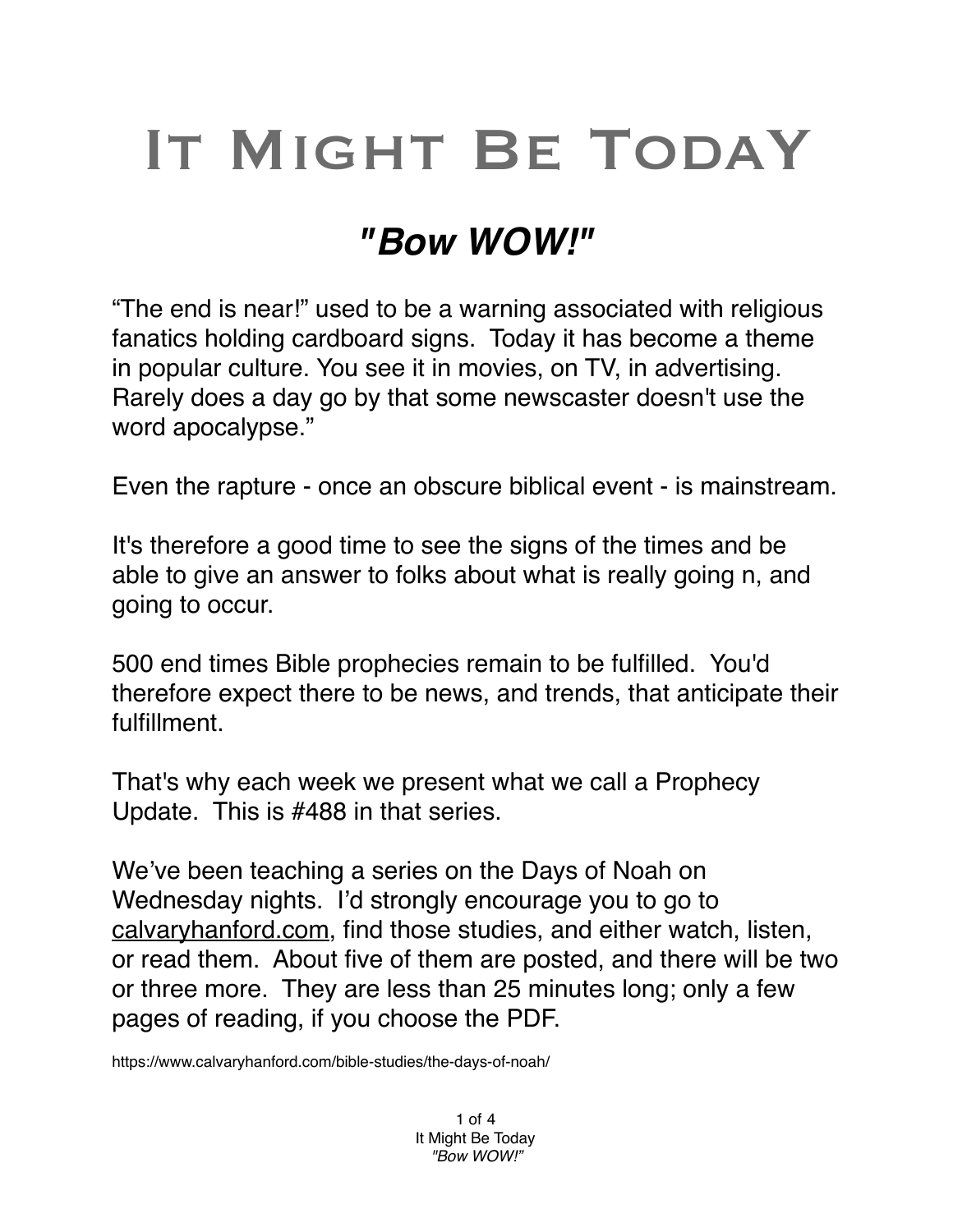# It Might Be Today

## *"Bow WOW!"*

“The end is near!” used to be a warning associated with religious fanatics holding cardboard signs. Today it has become a theme in popular culture. You see it in movies, on TV, in advertising. Rarely does a day go by that some newscaster doesn't use the word apocalypse.”

Even the rapture - once an obscure biblical event - is mainstream.

It's therefore a good time to see the signs of the times and be able to give an answer to folks about what is really going n, and going to occur.

500 end times Bible prophecies remain to be fulfilled. You'd therefore expect there to be news, and trends, that anticipate their fulfillment.

That's why each week we present what we call a Prophecy Update. This is #488 in that series.

We’ve been teaching a series on the Days of Noah on Wednesday nights. I’d strongly encourage you to go to calvaryhanford.com, find those studies, and either watch, listen, or read them. About five of them are posted, and there will be two or three more. They are less than 25 minutes long; only a few pages of reading, if you choose the PDF.

https://www.calvaryhanford.com/bible-studies/the-days-of-noah/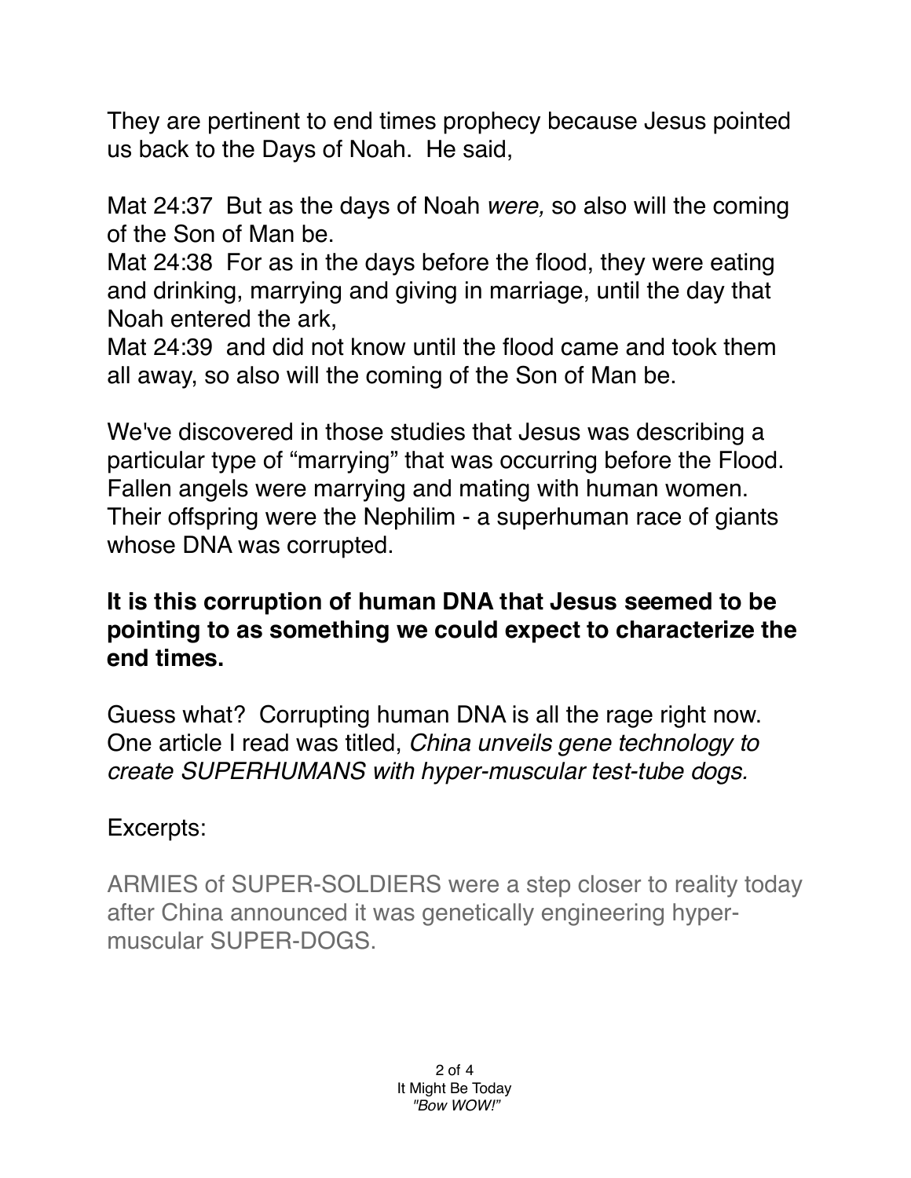They are pertinent to end times prophecy because Jesus pointed us back to the Days of Noah. He said,

Mat 24:37 But as the days of Noah *were,* so also will the coming of the Son of Man be.
Mat 24:38 For as in the days before the flood, they were eating and drinking, marrying and giving in marriage, until the day that Noah entered the ark,
Mat 24:39 and did not know until the flood came and took them all away, so also will the coming of the Son of Man be.

We've discovered in those studies that Jesus was describing a particular type of "marrying" that was occurring before the Flood. Fallen angels were marrying and mating with human women. Their offspring were the Nephilim - a superhuman race of giants whose DNA was corrupted.

**It is this corruption of human DNA that Jesus seemed to be pointing to as something we could expect to characterize the end times.**

Guess what? Corrupting human DNA is all the rage right now. One article I read was titled, *China unveils gene technology to create SUPERHUMANS with hyper-muscular test-tube dogs.*

Excerpts:

ARMIES of SUPER-SOLDIERS were a step closer to reality today after China announced it was genetically engineering hyper-muscular SUPER-DOGS.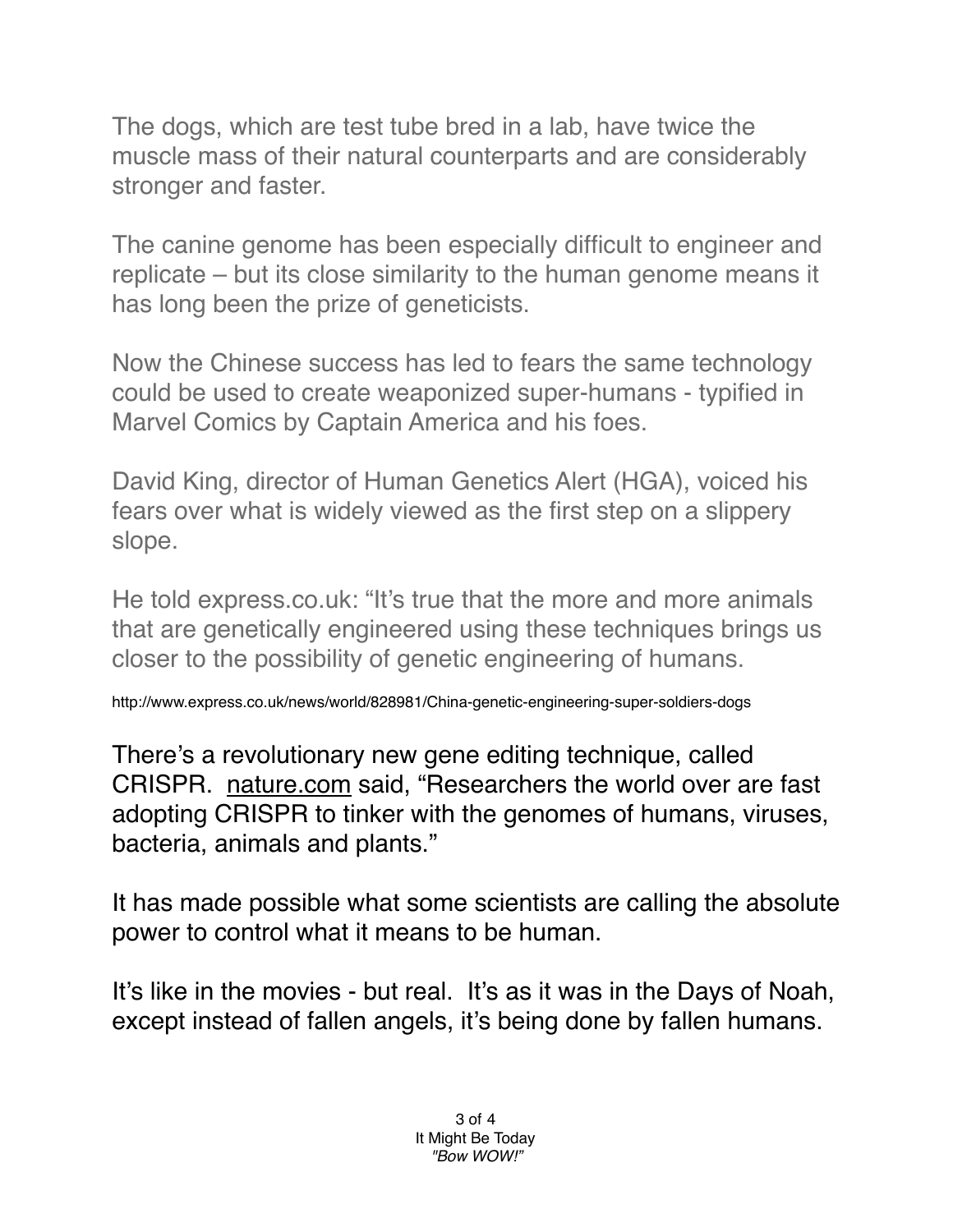The dogs, which are test tube bred in a lab, have twice the muscle mass of their natural counterparts and are considerably stronger and faster.

The canine genome has been especially difficult to engineer and replicate – but its close similarity to the human genome means it has long been the prize of geneticists.

Now the Chinese success has led to fears the same technology could be used to create weaponized super-humans - typified in Marvel Comics by Captain America and his foes.

David King, director of Human Genetics Alert (HGA), voiced his fears over what is widely viewed as the first step on a slippery slope.

He told express.co.uk: "It's true that the more and more animals that are genetically engineered using these techniques brings us closer to the possibility of genetic engineering of humans.

http://www.express.co.uk/news/world/828981/China-genetic-engineering-super-soldiers-dogs

There's a revolutionary new gene editing technique, called CRISPR. nature.com said, "Researchers the world over are fast adopting CRISPR to tinker with the genomes of humans, viruses, bacteria, animals and plants."

It has made possible what some scientists are calling the absolute power to control what it means to be human.

It's like in the movies - but real. It's as it was in the Days of Noah, except instead of fallen angels, it's being done by fallen humans.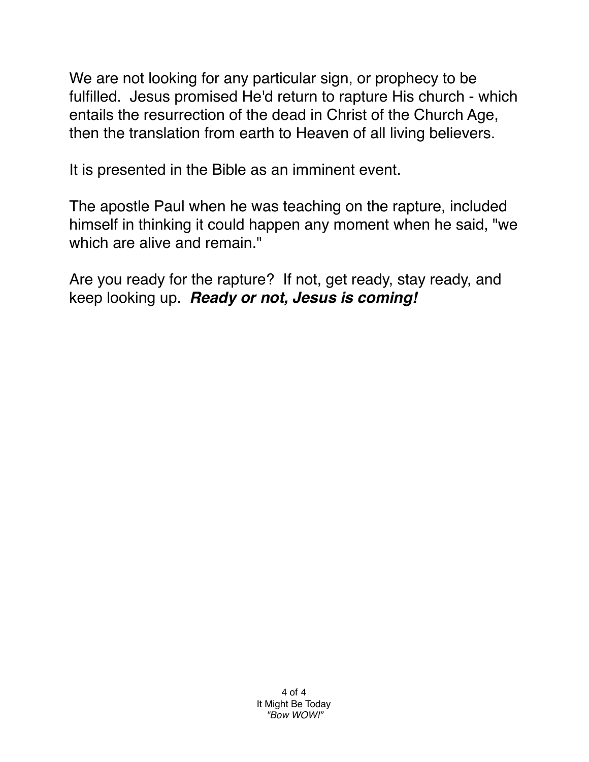We are not looking for any particular sign, or prophecy to be fulfilled.  Jesus promised He'd return to rapture His church - which entails the resurrection of the dead in Christ of the Church Age, then the translation from earth to Heaven of all living believers.

It is presented in the Bible as an imminent event.

The apostle Paul when he was teaching on the rapture, included himself in thinking it could happen any moment when he said, "we which are alive and remain."

Are you ready for the rapture?  If not, get ready, stay ready, and keep looking up.  ***Ready or not, Jesus is coming!***